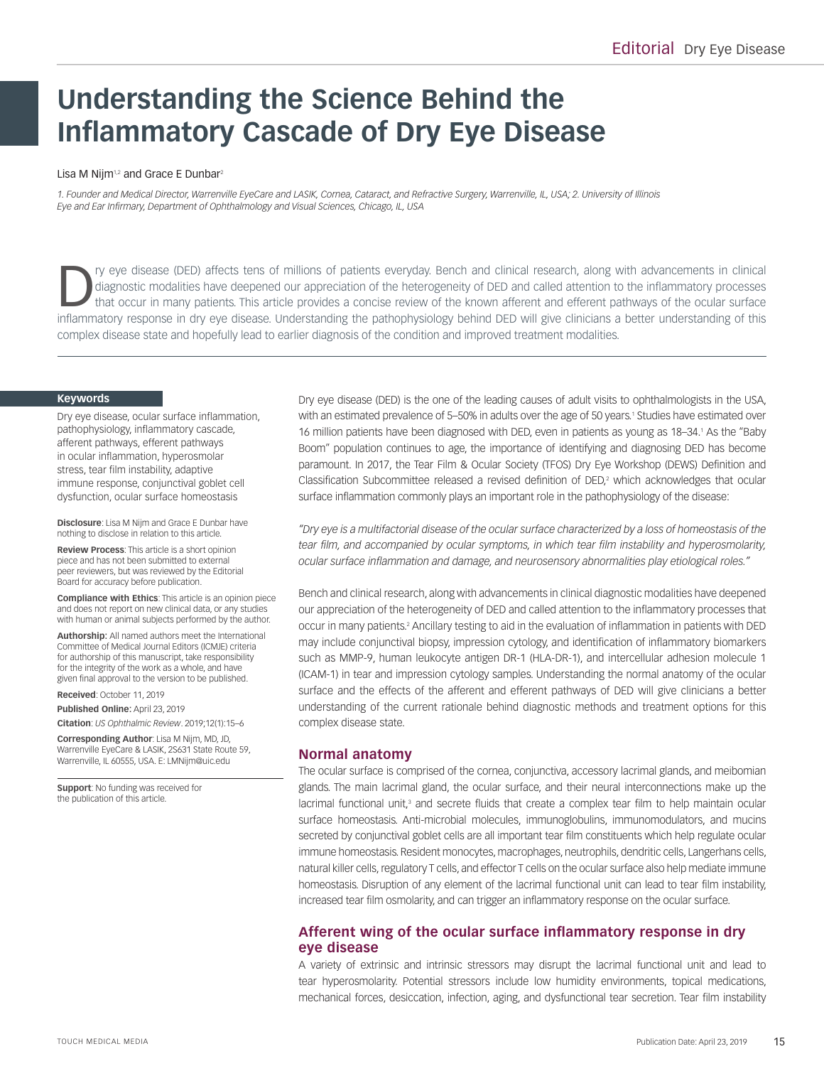# Understanding the Science Behind the Inflammatory Cascade of Dry Eye Disease

Lisa M Nijm[1,2] and Grace E Dunbar[2]

*1. Founder and Medical Director, Warrenville EyeCare and LASIK, Cornea, Cataract, and Refractive Surgery, Warrenville, IL, USA; 2. University of Illinois Eye and Ear Infirmary, Department of Ophthalmology and Visual Sciences, Chicago, IL, USA*

Dry eye disease (DED) affects tens of millions of patients everyday. Bench and clinical research, along with advancements in clinical diagnostic modalities have deepened our appreciation of the heterogeneity of DED and called attention to the inflammatory processes that occur in many patients. This article provides a concise review of the known afferent and efferent pathways of the ocular surface inflammatory response in dry eye disease. Understanding the pathophysiology behind DED will give clinicians a better understanding of this complex disease state and hopefully lead to earlier diagnosis of the condition and improved treatment modalities.

**Keywords**

Dry eye disease, ocular surface inflammation, pathophysiology, inflammatory cascade, afferent pathways, efferent pathways in ocular inflammation, hyperosmolar stress, tear film instability, adaptive immune response, conjunctival goblet cell dysfunction, ocular surface homeostasis

**Disclosure**: Lisa M Nijm and Grace E Dunbar have nothing to disclose in relation to this article.

**Review Process**: This article is a short opinion piece and has not been submitted to external peer reviewers, but was reviewed by the Editorial Board for accuracy before publication.

**Compliance with Ethics**: This article is an opinion piece and does not report on new clinical data, or any studies with human or animal subjects performed by the author.

**Authorship:** All named authors meet the International Committee of Medical Journal Editors (ICMJE) criteria for authorship of this manuscript, take responsibility for the integrity of the work as a whole, and have given final approval to the version to be published.

**Received**: October 11, 2019

**Published Online:** April 23, 2019

**Citation**: *US Ophthalmic Review*. 2019;12(1):15–6

**Corresponding Author**: Lisa M Nijm, MD, JD, Warrenville EyeCare & LASIK, 2S631 State Route 59, Warrenville, IL 60555, USA. E: LMNijm@uic.edu

**Support**: No funding was received for the publication of this article.

Dry eye disease (DED) is the one of the leading causes of adult visits to ophthalmologists in the USA, with an estimated prevalence of 5–50% in adults over the age of 50 years.[1] Studies have estimated over 16 million patients have been diagnosed with DED, even in patients as young as 18–34.[1] As the "Baby Boom" population continues to age, the importance of identifying and diagnosing DED has become paramount. In 2017, the Tear Film & Ocular Society (TFOS) Dry Eye Workshop (DEWS) Definition and Classification Subcommittee released a revised definition of DED,[2] which acknowledges that ocular surface inflammation commonly plays an important role in the pathophysiology of the disease:

*"Dry eye is a multifactorial disease of the ocular surface characterized by a loss of homeostasis of the tear film, and accompanied by ocular symptoms, in which tear film instability and hyperosmolarity, ocular surface inflammation and damage, and neurosensory abnormalities play etiological roles."*

Bench and clinical research, along with advancements in clinical diagnostic modalities have deepened our appreciation of the heterogeneity of DED and called attention to the inflammatory processes that occur in many patients.[2] Ancillary testing to aid in the evaluation of inflammation in patients with DED may include conjunctival biopsy, impression cytology, and identification of inflammatory biomarkers such as MMP-9, human leukocyte antigen DR-1 (HLA-DR-1), and intercellular adhesion molecule 1 (ICAM-1) in tear and impression cytology samples. Understanding the normal anatomy of the ocular surface and the effects of the afferent and efferent pathways of DED will give clinicians a better understanding of the current rationale behind diagnostic methods and treatment options for this complex disease state.

## Normal anatomy

The ocular surface is comprised of the cornea, conjunctiva, accessory lacrimal glands, and meibomian glands. The main lacrimal gland, the ocular surface, and their neural interconnections make up the lacrimal functional unit,[3] and secrete fluids that create a complex tear film to help maintain ocular surface homeostasis. Anti-microbial molecules, immunoglobulins, immunomodulators, and mucins secreted by conjunctival goblet cells are all important tear film constituents which help regulate ocular immune homeostasis. Resident monocytes, macrophages, neutrophils, dendritic cells, Langerhans cells, natural killer cells, regulatory T cells, and effector T cells on the ocular surface also help mediate immune homeostasis. Disruption of any element of the lacrimal functional unit can lead to tear film instability, increased tear film osmolarity, and can trigger an inflammatory response on the ocular surface.

## Afferent wing of the ocular surface inflammatory response in dry eye disease

A variety of extrinsic and intrinsic stressors may disrupt the lacrimal functional unit and lead to tear hyperosmolarity. Potential stressors include low humidity environments, topical medications, mechanical forces, desiccation, infection, aging, and dysfunctional tear secretion. Tear film instability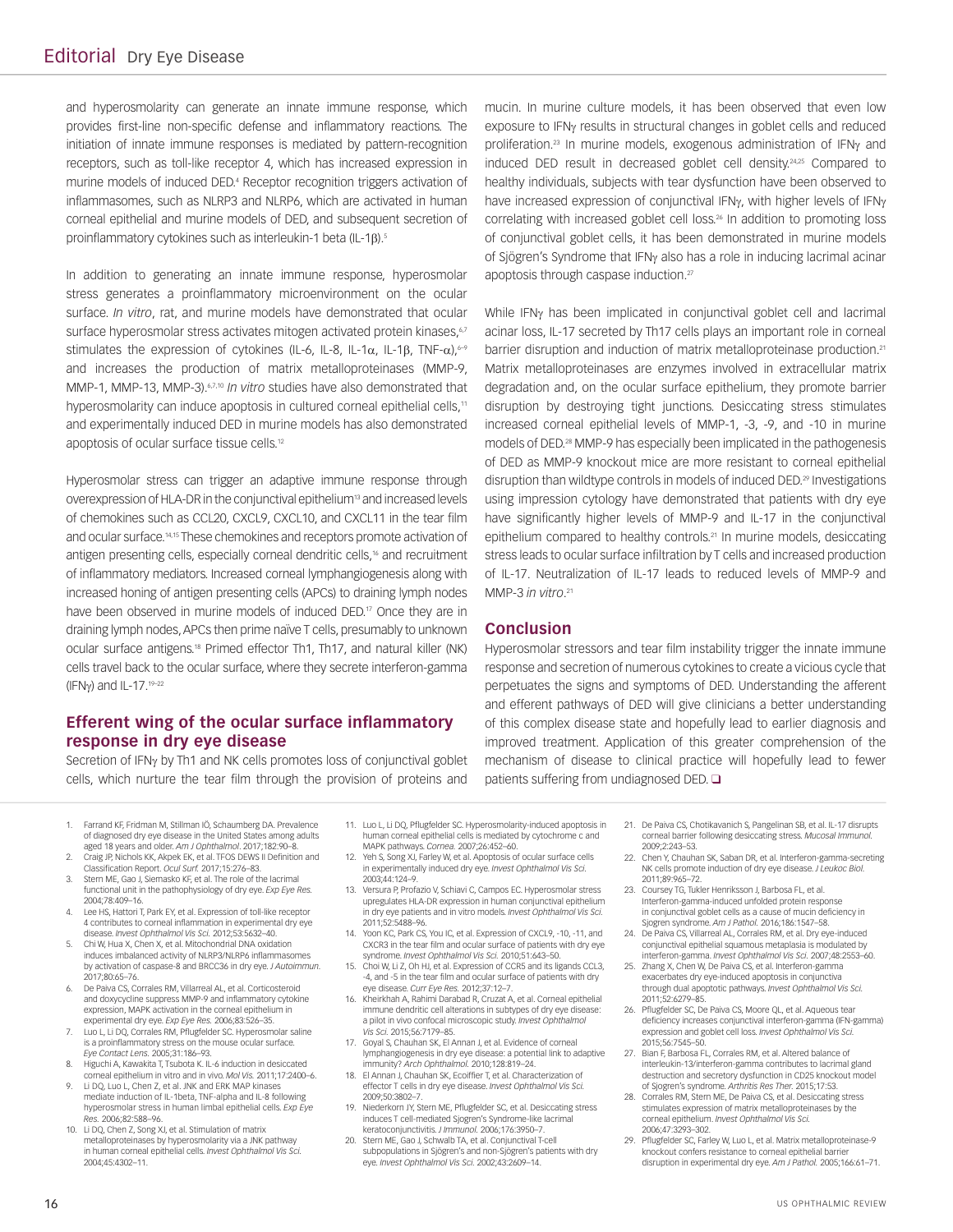and hyperosmolarity can generate an innate immune response, which provides first-line non-specific defense and inflammatory reactions. The initiation of innate immune responses is mediated by pattern-recognition receptors, such as toll-like receptor 4, which has increased expression in murine models of induced DED.[4] Receptor recognition triggers activation of inflammasomes, such as NLRP3 and NLRP6, which are activated in human corneal epithelial and murine models of DED, and subsequent secretion of proinflammatory cytokines such as interleukin-1 beta (IL-1β).[5]

In addition to generating an innate immune response, hyperosmolar stress generates a proinflammatory microenvironment on the ocular surface. *In vitro*, rat, and murine models have demonstrated that ocular surface hyperosmolar stress activates mitogen activated protein kinases,[6,7] stimulates the expression of cytokines (IL-6, IL-8, IL-1α, IL-1β, TNF-α),[6–9] and increases the production of matrix metalloproteinases (MMP-9, MMP-1, MMP-13, MMP-3).[6,7,10] *In vitro* studies have also demonstrated that hyperosmolarity can induce apoptosis in cultured corneal epithelial cells,[11] and experimentally induced DED in murine models has also demonstrated apoptosis of ocular surface tissue cells.[12]

Hyperosmolar stress can trigger an adaptive immune response through overexpression of HLA-DR in the conjunctival epithelium[13] and increased levels of chemokines such as CCL20, CXCL9, CXCL10, and CXCL11 in the tear film and ocular surface.[14,15] These chemokines and receptors promote activation of antigen presenting cells, especially corneal dendritic cells,[16] and recruitment of inflammatory mediators. Increased corneal lymphangiogenesis along with increased honing of antigen presenting cells (APCs) to draining lymph nodes have been observed in murine models of induced DED.[17] Once they are in draining lymph nodes, APCs then prime naïve T cells, presumably to unknown ocular surface antigens.[18] Primed effector Th1, Th17, and natural killer (NK) cells travel back to the ocular surface, where they secrete interferon-gamma (IFNγ) and IL-17.[19–22]

## Efferent wing of the ocular surface inflammatory response in dry eye disease

Secretion of IFNγ by Th1 and NK cells promotes loss of conjunctival goblet cells, which nurture the tear film through the provision of proteins and mucin. In murine culture models, it has been observed that even low exposure to IFNγ results in structural changes in goblet cells and reduced proliferation.[23] In murine models, exogenous administration of IFNγ and induced DED result in decreased goblet cell density.[24,25] Compared to healthy individuals, subjects with tear dysfunction have been observed to have increased expression of conjunctival IFNγ, with higher levels of IFNγ correlating with increased goblet cell loss.[26] In addition to promoting loss of conjunctival goblet cells, it has been demonstrated in murine models of Sjögren's Syndrome that IFNγ also has a role in inducing lacrimal acinar apoptosis through caspase induction.[27]

While IFNγ has been implicated in conjunctival goblet cell and lacrimal acinar loss, IL-17 secreted by Th17 cells plays an important role in corneal barrier disruption and induction of matrix metalloproteinase production.[21] Matrix metalloproteinases are enzymes involved in extracellular matrix degradation and, on the ocular surface epithelium, they promote barrier disruption by destroying tight junctions. Desiccating stress stimulates increased corneal epithelial levels of MMP-1, -3, -9, and -10 in murine models of DED.[28] MMP-9 has especially been implicated in the pathogenesis of DED as MMP-9 knockout mice are more resistant to corneal epithelial disruption than wildtype controls in models of induced DED.[29] Investigations using impression cytology have demonstrated that patients with dry eye have significantly higher levels of MMP-9 and IL-17 in the conjunctival epithelium compared to healthy controls.[21] In murine models, desiccating stress leads to ocular surface infiltration by T cells and increased production of IL-17. Neutralization of IL-17 leads to reduced levels of MMP-9 and MMP-3 *in vitro*.[21]

## Conclusion

Hyperosmolar stressors and tear film instability trigger the innate immune response and secretion of numerous cytokines to create a vicious cycle that perpetuates the signs and symptoms of DED. Understanding the afferent and efferent pathways of DED will give clinicians a better understanding of this complex disease state and hopefully lead to earlier diagnosis and improved treatment. Application of this greater comprehension of the mechanism of disease to clinical practice will hopefully lead to fewer patients suffering from undiagnosed DED. ❑

1. Farrand KF, Fridman M, Stillman IÖ, Schaumberg DA. Prevalence of diagnosed dry eye disease in the United States among adults aged 18 years and older. *Am J Ophthalmol*. 2017;182:90–8.
2. Craig JP, Nichols KK, Akpek EK, et al. TFOS DEWS II Definition and Classification Report. *Ocul Surf.* 2017;15:276–83.
3. Stern ME, Gao J, Siemasko KF, et al. The role of the lacrimal functional unit in the pathophysiology of dry eye. *Exp Eye Res.* 2004;78:409–16.
4. Lee HS, Hattori T, Park EY, et al. Expression of toll-like receptor 4 contributes to corneal inflammation in experimental dry eye disease. *Invest Ophthalmol Vis Sci.* 2012;53:5632–40.
5. Chi W, Hua X, Chen X, et al. Mitochondrial DNA oxidation induces imbalanced activity of NLRP3/NLRP6 inflammasomes by activation of caspase-8 and BRCC36 in dry eye. *J Autoimmun.* 2017;80:65–76.
6. De Paiva CS, Corrales RM, Villarreal AL, et al. Corticosteroid and doxycycline suppress MMP-9 and inflammatory cytokine expression, MAPK activation in the corneal epithelium in experimental dry eye. *Exp Eye Res.* 2006;83:526–35.
7. Luo L, Li DQ, Corrales RM, Pflugfelder SC. Hyperosmolar saline is a proinflammatory stress on the mouse ocular surface. *Eye Contact Lens.* 2005;31:186–93.
8. Higuchi A, Kawakita T, Tsubota K. IL-6 induction in desiccated corneal epithelium in vitro and in vivo. *Mol Vis.* 2011;17:2400–6.
9. Li DQ, Luo L, Chen Z, et al. JNK and ERK MAP kinases mediate induction of IL-1beta, TNF-alpha and IL-8 following hyperosmolar stress in human limbal epithelial cells. *Exp Eye Res.* 2006;82:588–96.
10. Li DQ, Chen Z, Song XJ, et al. Stimulation of matrix metalloproteinases by hyperosmolarity via a JNK pathway in human corneal epithelial cells. *Invest Ophthalmol Vis Sci.* 2004;45:4302–11.
11. Luo L, Li DQ, Pflugfelder SC. Hyperosmolarity-induced apoptosis in human corneal epithelial cells is mediated by cytochrome c and MAPK pathways. *Cornea.* 2007;26:452–60.
12. Yeh S, Song XJ, Farley W, et al. Apoptosis of ocular surface cells in experimentally induced dry eye. *Invest Ophthalmol Vis Sci.* 2003;44:124–9.
13. Versura P, Profazio V, Schiavi C, Campos EC. Hyperosmolar stress upregulates HLA-DR expression in human conjunctival epithelium in dry eye patients and in vitro models. *Invest Ophthalmol Vis Sci.* 2011;52:5488–96.
14. Yoon KC, Park CS, You IC, et al. Expression of CXCL9, -10, -11, and CXCR3 in the tear film and ocular surface of patients with dry eye syndrome. *Invest Ophthalmol Vis Sci.* 2010;51:643–50.
15. Choi W, Li Z, Oh HJ, et al. Expression of CCR5 and its ligands CCL3, -4, and -5 in the tear film and ocular surface of patients with dry eye disease. *Curr Eye Res.* 2012;37:12–7.
16. Kheirkhah A, Rahimi Darabad R, Cruzat A, et al. Corneal epithelial immune dendritic cell alterations in subtypes of dry eye disease: a pilot in vivo confocal microscopic study. *Invest Ophthalmol Vis Sci.* 2015;56:7179–85.
17. Goyal S, Chauhan SK, El Annan J, et al. Evidence of corneal lymphangiogenesis in dry eye disease: a potential link to adaptive immunity? *Arch Ophthalmol.* 2010;128:819–24.
18. El Annan J, Chauhan SK, Ecoiffier T, et al. Characterization of effector T cells in dry eye disease. *Invest Ophthalmol Vis Sci.* 2009;50:3802–7.
19. Niederkorn JY, Stern ME, Pflugfelder SC, et al. Desiccating stress induces T cell-mediated Sjogren's Syndrome-like lacrimal keratoconjunctivitis. *J Immunol.* 2006;176:3950–7.
20. Stern ME, Gao J, Schwalb TA, et al. Conjunctival T-cell subpopulations in Sjögren's and non-Sjögren's patients with dry eye. *Invest Ophthalmol Vis Sci.* 2002;43:2609–14.
21. De Paiva CS, Chotikavanich S, Pangelinan SB, et al. IL-17 disrupts corneal barrier following desiccating stress. *Mucosal Immunol.* 2009;2:243–53.
22. Chen Y, Chauhan SK, Saban DR, et al. Interferon-gamma-secreting NK cells promote induction of dry eye disease. *J Leukoc Biol.* 2011;89:965–72.
23. Coursey TG, Tukler Henriksson J, Barbosa FL, et al. Interferon-gamma-induced unfolded protein response in conjunctival goblet cells as a cause of mucin deficiency in Sjogren syndrome. *Am J Pathol.* 2016;186:1547–58.
24. De Paiva CS, Villarreal AL, Corrales RM, et al. Dry eye-induced conjunctival epithelial squamous metaplasia is modulated by interferon-gamma. *Invest Ophthalmol Vis Sci.* 2007;48:2553–60.
25. Zhang X, Chen W, De Paiva CS, et al. Interferon-gamma exacerbates dry eye-induced apoptosis in conjunctiva through dual apoptotic pathways. *Invest Ophthalmol Vis Sci.* 2011;52:6279–85.
26. Pflugfelder SC, De Paiva CS, Moore QL, et al. Aqueous tear deficiency increases conjunctival interferon-gamma (IFN-gamma) expression and goblet cell loss. *Invest Ophthalmol Vis Sci.* 2015;56:7545–50.
27. Bian F, Barbosa FL, Corrales RM, et al. Altered balance of interleukin-13/interferon-gamma contributes to lacrimal gland destruction and secretory dysfunction in CD25 knockout model of Sjogren's syndrome. *Arthritis Res Ther.* 2015;17:53.
28. Corrales RM, Stern ME, De Paiva CS, et al. Desiccating stress stimulates expression of matrix metalloproteinases by the corneal epithelium. *Invest Ophthalmol Vis Sci.* 2006;47:3293–302.
29. Pflugfelder SC, Farley W, Luo L, et al. Matrix metalloproteinase-9 knockout confers resistance to corneal epithelial barrier disruption in experimental dry eye. *Am J Pathol.* 2005;166:61–71.